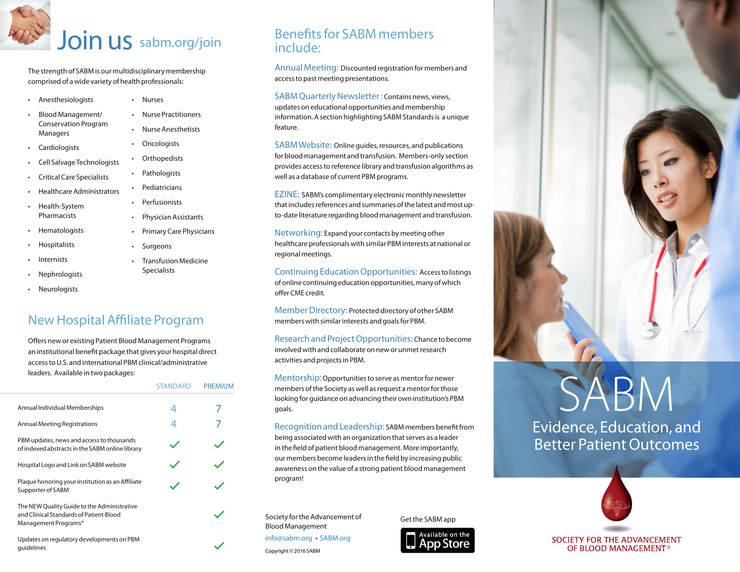# Join us sabm.org/join

The strength of SABM is our multidisciplinary membership comprised of a wide variety of health professionals:

- Anesthesiologists
- Blood Management/ Conservation Program Managers
- Cardiologists
- Cell Salvage Technologists
- Critical Care Specialists
- Healthcare Administrators
- Health-System Pharmacists
- Hematologists
- Hospitalists
- Internists
- Nephrologists
- Neurologists
- Nurses
- Nurse Practitioners
- Nurse Anesthetists
- Oncologists
- Orthopedists
- Pathologists
- Pediatricians
- Perfusionists
- Physician Assistants
- Primary Care Physicians
- Surgeons
- Transfusion Medicine Specialists

## New Hospital Affiliate Program

Offers new or existing Patient Blood Management Programs an institutional benefit package that gives your hospital direct access to U.S. and international PBM clinical/administrative leaders. Available in two packages:

| | STANDARD | PREMIUM |
|---|---|---|
| Annual Individual Memberships | 4 | 7 |
| Annual Meeting Registrations | 4 | 7 |
| PBM updates, news and access to thousands of indexed abstracts in the SABM online library | ✓ | ✓ |
| Hospital Logo and Link on SABM website | ✓ | ✓ |
| Plaque honoring your institution as an Affiliate Supporter of SABM | ✓ | ✓ |
| The NEW Quality Guide to the Administrative and Clinical Standards of Patient Blood Management Programs® | | ✓ |
| Updates on regulatory developments on PBM guidelines | | ✓ |

## Benefits for SABM members include:

**Annual Meeting:** Discounted registration for members and access to past meeting presentations.

**SABM Quarterly Newsletter:** Contains news, views, updates on educational opportunities and membership information. A section highlighting SABM Standards is a unique feature.

**SABM Website:** Online guides, resources, and publications for blood management and transfusion. Members-only section provides access to reference library and transfusion algorithms as well as a database of current PBM programs.

**EZINE:** SABM's complimentary electronic monthly newsletter that includes references and summaries of the latest and most up-to-date literature regarding blood management and transfusion.

**Networking:** Expand your contacts by meeting other healthcare professionals with similar PBM interests at national or regional meetings.

**Continuing Education Opportunities:** Access to listings of online continuing education opportunities, many of which offer CME credit.

**Member Directory:** Protected directory of other SABM members with similar interests and goals for PBM.

**Research and Project Opportunities:** Chance to become involved with and collaborate on new or unmet research activities and projects in PBM.

**Mentorship:** Opportunities to serve as mentor for newer members of the Society as well as request a mentor for those looking for guidance on advancing their own institution's PBM goals.

**Recognition and Leadership:** SABM members benefit from being associated with an organization that serves as a leader in the field of patient blood management. More importantly, our members become leaders in the field by increasing public awareness on the value of a strong patient blood management program!

Society for the Advancement of Blood Management
info@sabm.org • SABM.org

Copyright © 2016 SABM

Get the SABM app

Available on the App Store

# SABM

## Evidence, Education, and Better Patient Outcomes

SOCIETY FOR THE ADVANCEMENT OF BLOOD MANAGEMENT®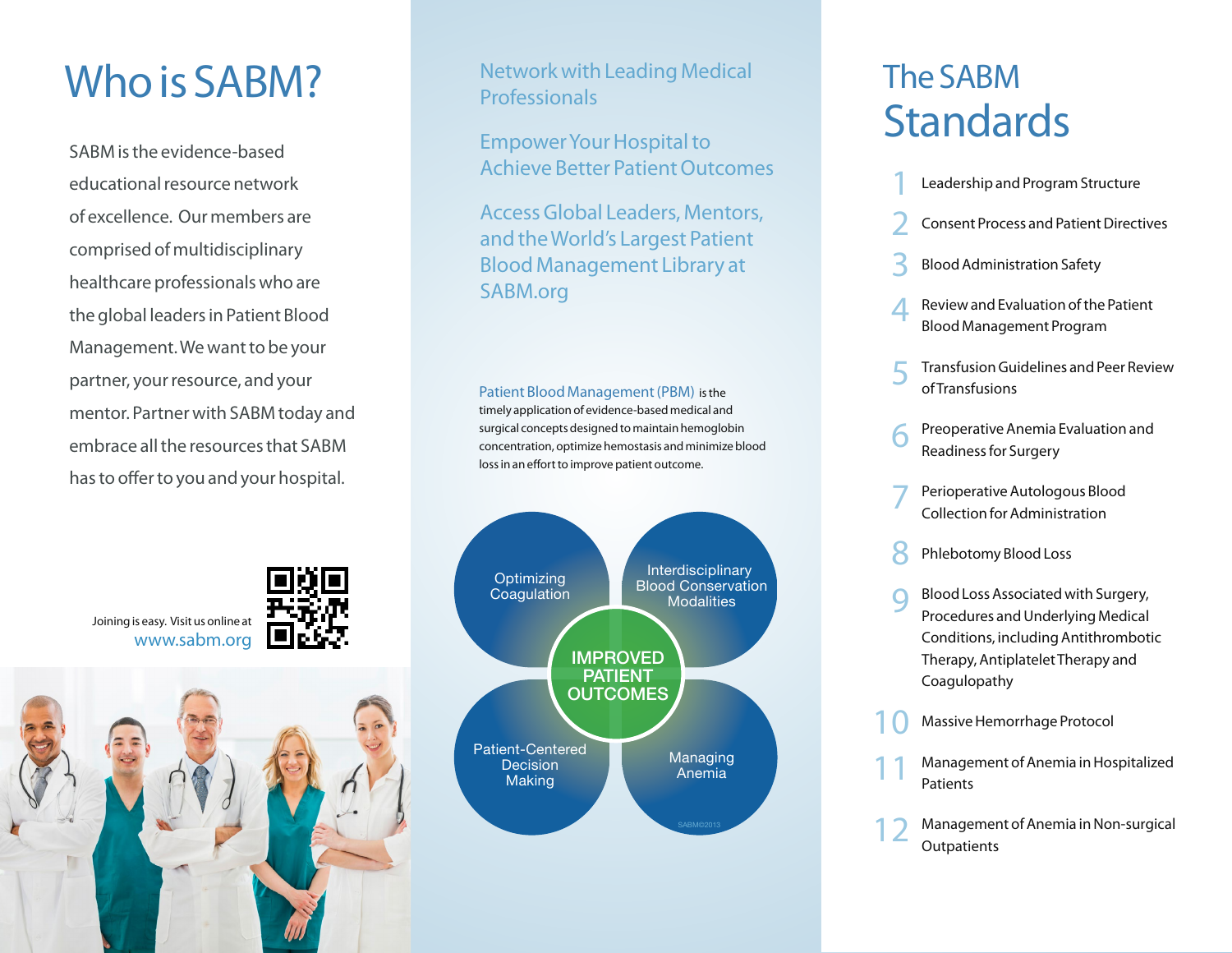# Who is SABM?

SABM is the evidence-based educational resource network of excellence. Our members are comprised of multidisciplinary healthcare professionals who are the global leaders in Patient Blood Management. We want to be your partner, your resource, and your mentor. Partner with SABM today and embrace all the resources that SABM has to offer to you and your hospital.

Joining is easy. Visit us online at www.sabm.org

## Network with Leading Medical Professionals

## Empower Your Hospital to Achieve Better Patient Outcomes

## Access Global Leaders, Mentors, and the World's Largest Patient Blood Management Library at SABM.org

Patient Blood Management (PBM) is the timely application of evidence-based medical and surgical concepts designed to maintain hemoglobin concentration, optimize hemostasis and minimize blood loss in an effort to improve patient outcome.

Optimizing Coagulation

Interdisciplinary Blood Conservation Modalities

IMPROVED PATIENT OUTCOMES

Patient-Centered Decision Making

Managing Anemia

SABM©2013

# The SABM Standards

1. Leadership and Program Structure
2. Consent Process and Patient Directives
3. Blood Administration Safety
4. Review and Evaluation of the Patient Blood Management Program
5. Transfusion Guidelines and Peer Review of Transfusions
6. Preoperative Anemia Evaluation and Readiness for Surgery
7. Perioperative Autologous Blood Collection for Administration
8. Phlebotomy Blood Loss
9. Blood Loss Associated with Surgery, Procedures and Underlying Medical Conditions, including Antithrombotic Therapy, Antiplatelet Therapy and Coagulopathy
10. Massive Hemorrhage Protocol
11. Management of Anemia in Hospitalized Patients
12. Management of Anemia in Non-surgical Outpatients